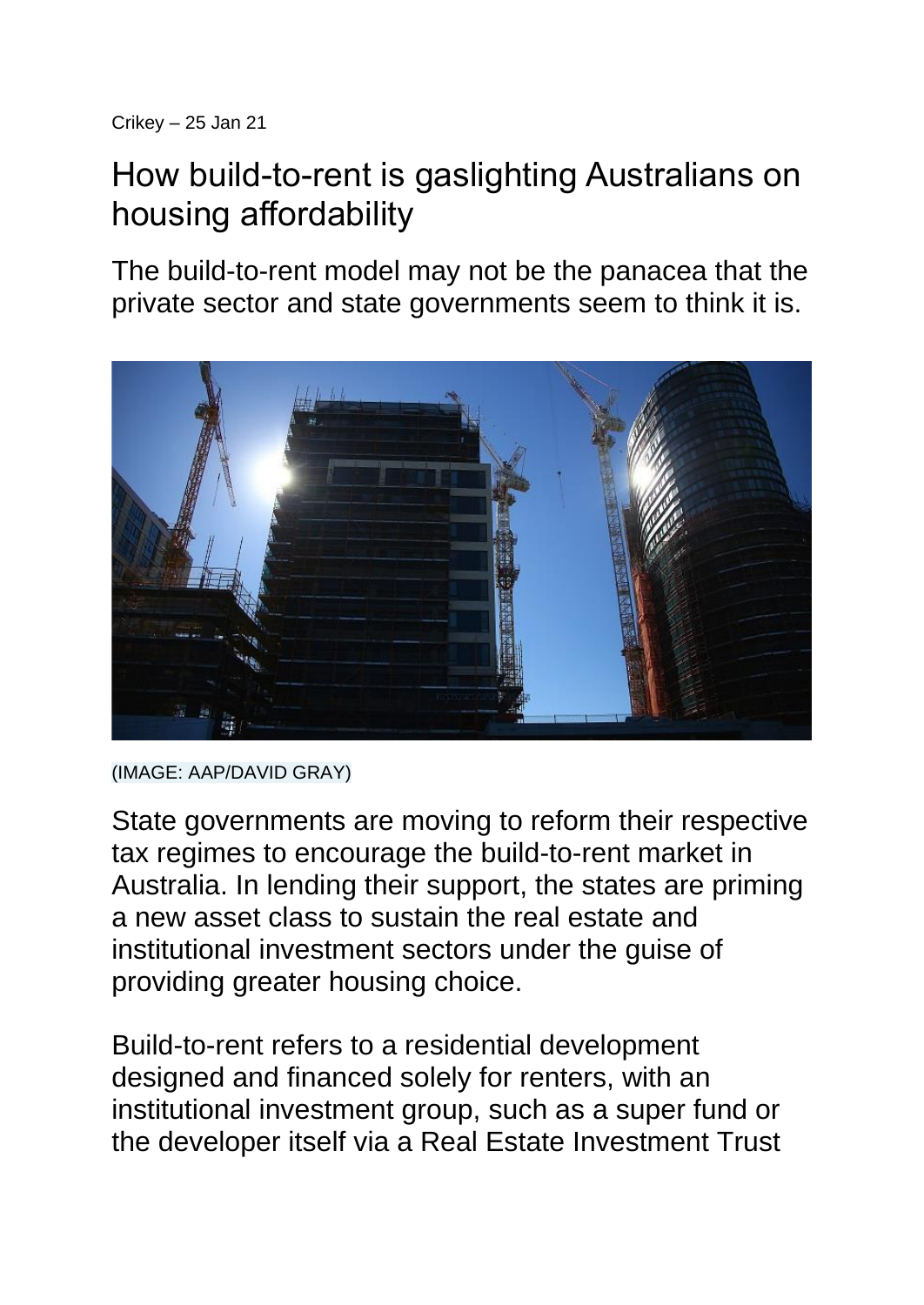Crikey – 25 Jan 21

# How build-to-rent is gaslighting Australians on housing affordability

## The build-to-rent model may not be the panacea that the private sector and state governments seem to think it is.

(IMAGE: AAP/DAVID GRAY)

State governments are moving to reform their respective tax regimes to encourage the build-to-rent market in Australia. In lending their support, the states are priming a new asset class to sustain the real estate and institutional investment sectors under the guise of providing greater housing choice.

Build-to-rent refers to a residential development designed and financed solely for renters, with an institutional investment group, such as a super fund or the developer itself via a Real Estate Investment Trust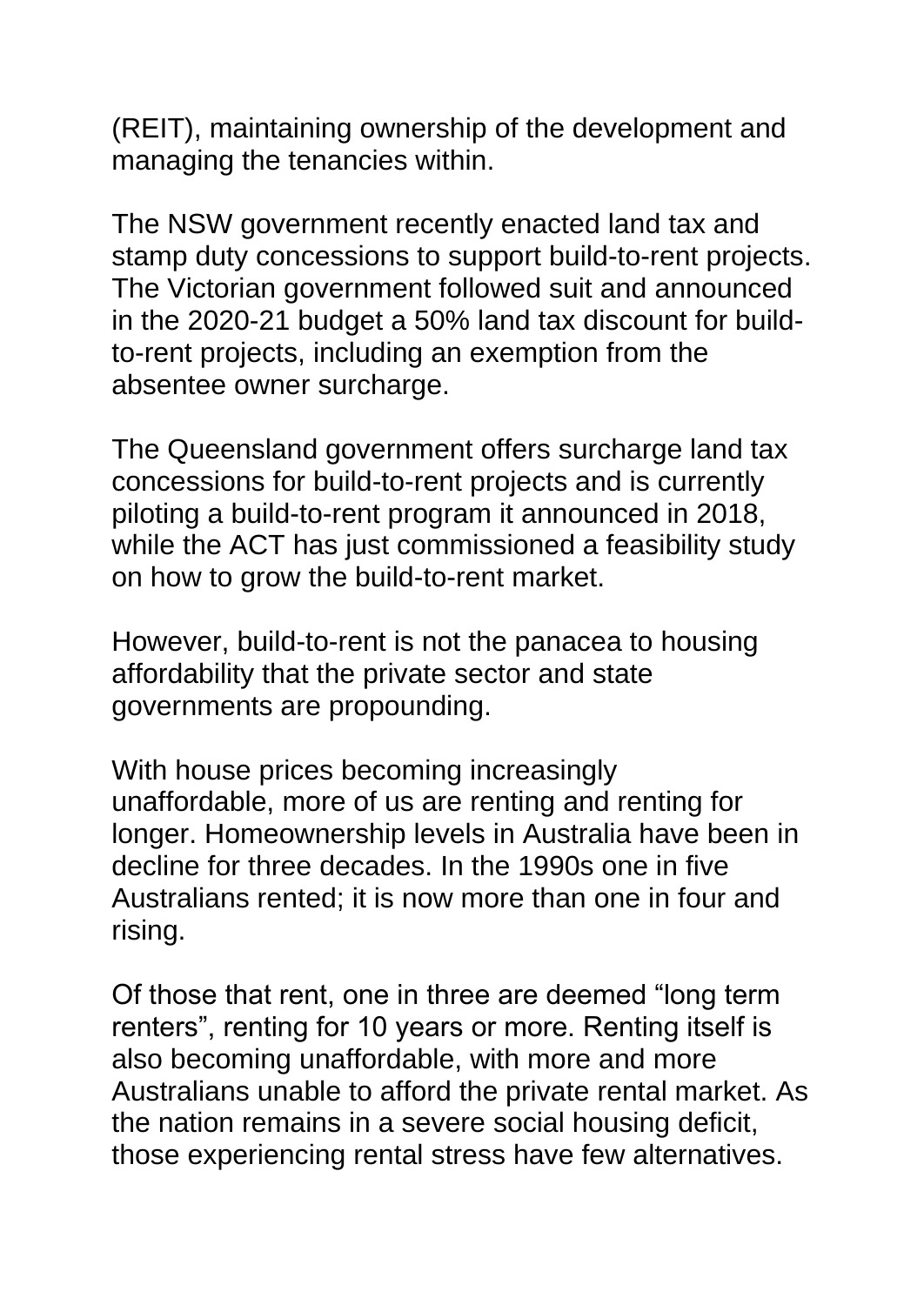(REIT), maintaining ownership of the development and managing the tenancies within.

The NSW government recently enacted land tax and stamp duty concessions to support build-to-rent projects. The Victorian government followed suit and announced in the 2020-21 budget a 50% land tax discount for build-to-rent projects, including an exemption from the absentee owner surcharge.

The Queensland government offers surcharge land tax concessions for build-to-rent projects and is currently piloting a build-to-rent program it announced in 2018, while the ACT has just commissioned a feasibility study on how to grow the build-to-rent market.

However, build-to-rent is not the panacea to housing affordability that the private sector and state governments are propounding.

With house prices becoming increasingly unaffordable, more of us are renting and renting for longer. Homeownership levels in Australia have been in decline for three decades. In the 1990s one in five Australians rented; it is now more than one in four and rising.

Of those that rent, one in three are deemed “long term renters”, renting for 10 years or more. Renting itself is also becoming unaffordable, with more and more Australians unable to afford the private rental market. As the nation remains in a severe social housing deficit, those experiencing rental stress have few alternatives.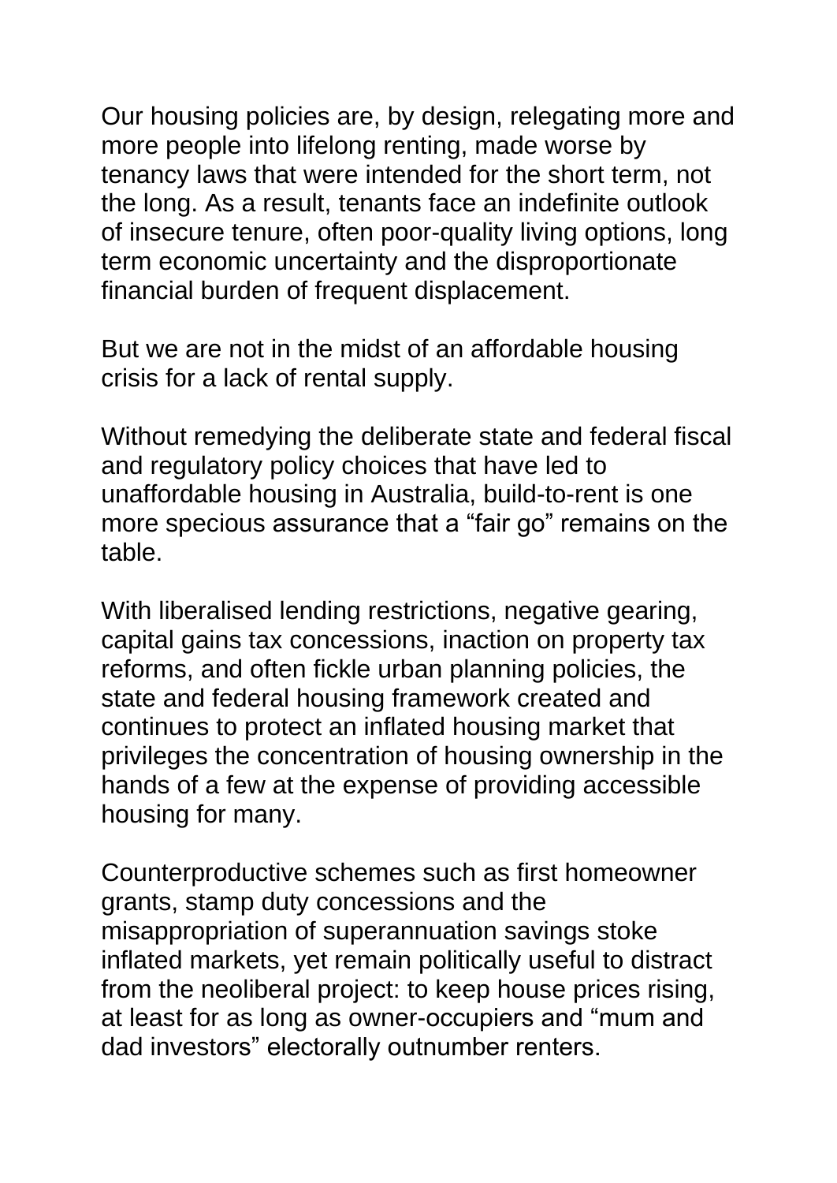Our housing policies are, by design, relegating more and more people into lifelong renting, made worse by tenancy laws that were intended for the short term, not the long. As a result, tenants face an indefinite outlook of insecure tenure, often poor-quality living options, long term economic uncertainty and the disproportionate financial burden of frequent displacement.

But we are not in the midst of an affordable housing crisis for a lack of rental supply.

Without remedying the deliberate state and federal fiscal and regulatory policy choices that have led to unaffordable housing in Australia, build-to-rent is one more specious assurance that a “fair go” remains on the table.

With liberalised lending restrictions, negative gearing, capital gains tax concessions, inaction on property tax reforms, and often fickle urban planning policies, the state and federal housing framework created and continues to protect an inflated housing market that privileges the concentration of housing ownership in the hands of a few at the expense of providing accessible housing for many.

Counterproductive schemes such as first homeowner grants, stamp duty concessions and the misappropriation of superannuation savings stoke inflated markets, yet remain politically useful to distract from the neoliberal project: to keep house prices rising, at least for as long as owner-occupiers and “mum and dad investors” electorally outnumber renters.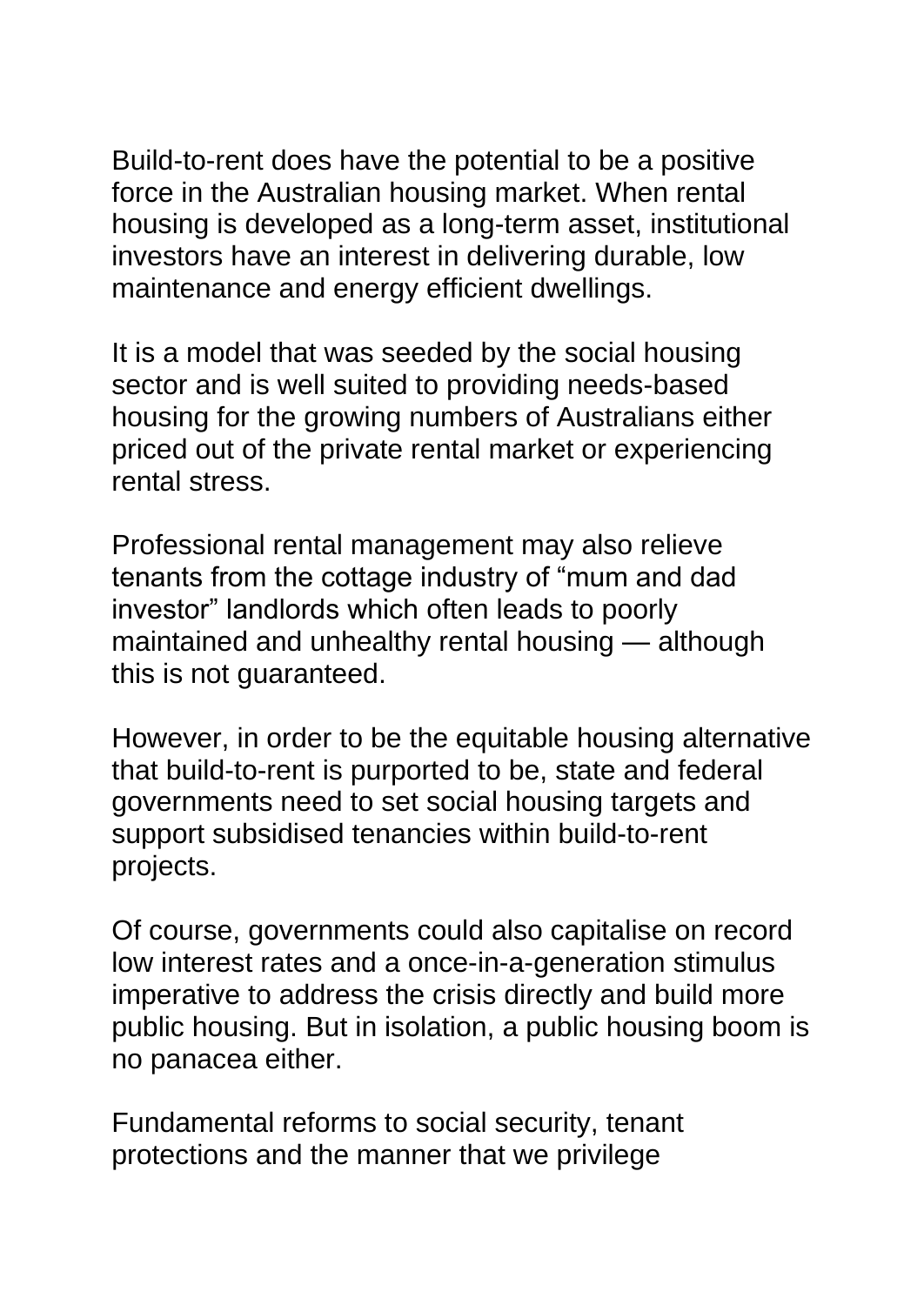Build-to-rent does have the potential to be a positive force in the Australian housing market. When rental housing is developed as a long-term asset, institutional investors have an interest in delivering durable, low maintenance and energy efficient dwellings.

It is a model that was seeded by the social housing sector and is well suited to providing needs-based housing for the growing numbers of Australians either priced out of the private rental market or experiencing rental stress.

Professional rental management may also relieve tenants from the cottage industry of “mum and dad investor” landlords which often leads to poorly maintained and unhealthy rental housing — although this is not guaranteed.

However, in order to be the equitable housing alternative that build-to-rent is purported to be, state and federal governments need to set social housing targets and support subsidised tenancies within build-to-rent projects.

Of course, governments could also capitalise on record low interest rates and a once-in-a-generation stimulus imperative to address the crisis directly and build more public housing. But in isolation, a public housing boom is no panacea either.

Fundamental reforms to social security, tenant protections and the manner that we privilege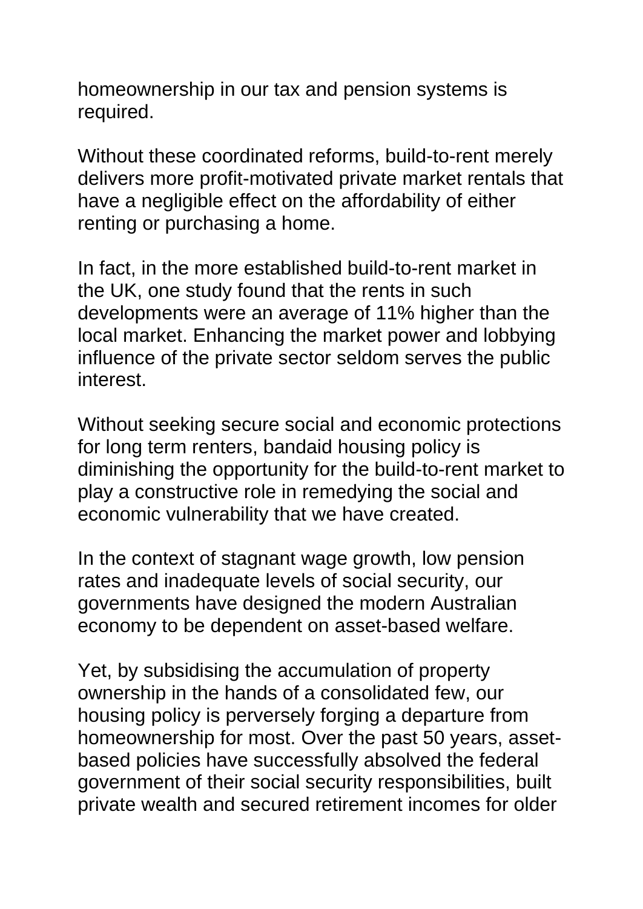homeownership in our tax and pension systems is required.

Without these coordinated reforms, build-to-rent merely delivers more profit-motivated private market rentals that have a negligible effect on the affordability of either renting or purchasing a home.

In fact, in the more established build-to-rent market in the UK, one study found that the rents in such developments were an average of 11% higher than the local market. Enhancing the market power and lobbying influence of the private sector seldom serves the public interest.

Without seeking secure social and economic protections for long term renters, bandaid housing policy is diminishing the opportunity for the build-to-rent market to play a constructive role in remedying the social and economic vulnerability that we have created.

In the context of stagnant wage growth, low pension rates and inadequate levels of social security, our governments have designed the modern Australian economy to be dependent on asset-based welfare.

Yet, by subsidising the accumulation of property ownership in the hands of a consolidated few, our housing policy is perversely forging a departure from homeownership for most. Over the past 50 years, asset-based policies have successfully absolved the federal government of their social security responsibilities, built private wealth and secured retirement incomes for older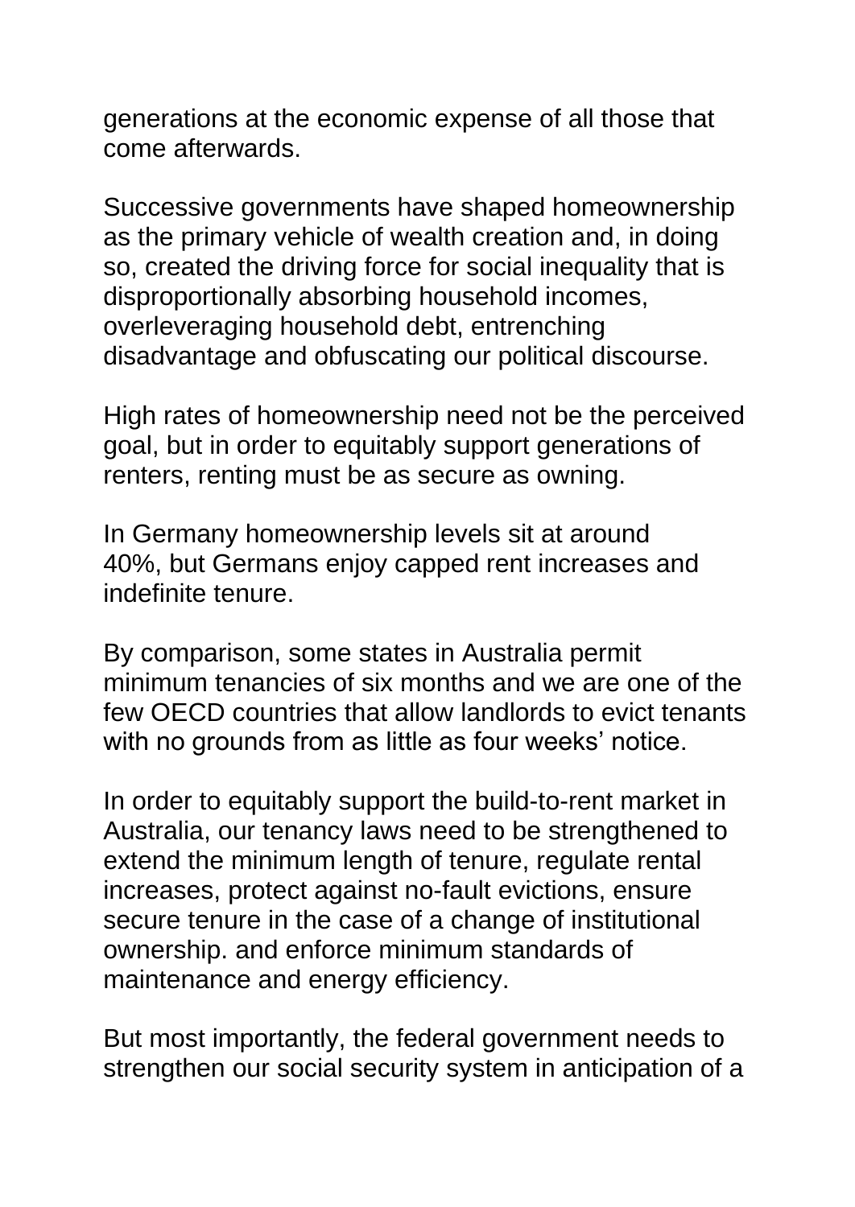generations at the economic expense of all those that come afterwards.

Successive governments have shaped homeownership as the primary vehicle of wealth creation and, in doing so, created the driving force for social inequality that is disproportionally absorbing household incomes, overleveraging household debt, entrenching disadvantage and obfuscating our political discourse.

High rates of homeownership need not be the perceived goal, but in order to equitably support generations of renters, renting must be as secure as owning.

In Germany homeownership levels sit at around 40%, but Germans enjoy capped rent increases and indefinite tenure.

By comparison, some states in Australia permit minimum tenancies of six months and we are one of the few OECD countries that allow landlords to evict tenants with no grounds from as little as four weeks' notice.

In order to equitably support the build-to-rent market in Australia, our tenancy laws need to be strengthened to extend the minimum length of tenure, regulate rental increases, protect against no-fault evictions, ensure secure tenure in the case of a change of institutional ownership. and enforce minimum standards of maintenance and energy efficiency.

But most importantly, the federal government needs to strengthen our social security system in anticipation of a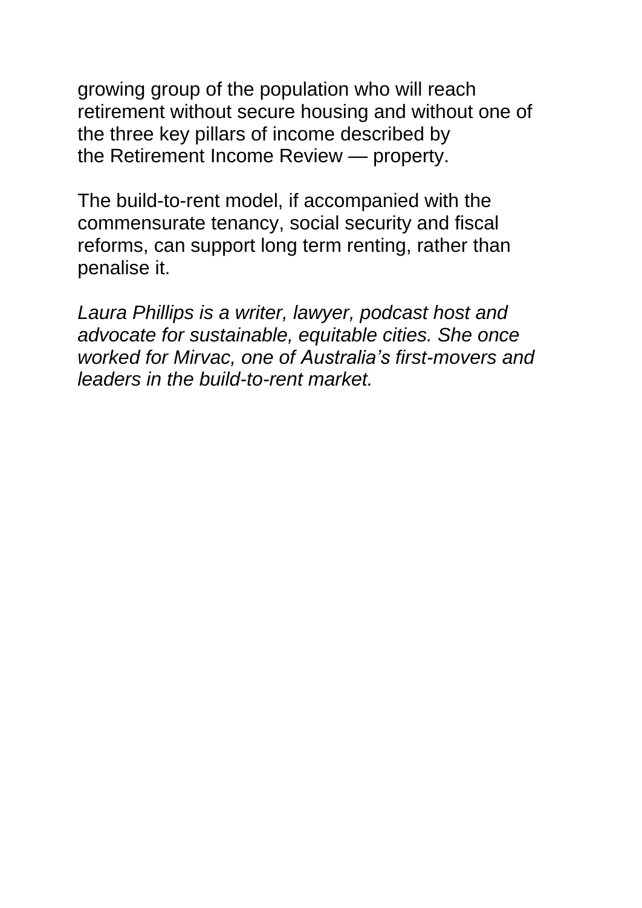growing group of the population who will reach retirement without secure housing and without one of the three key pillars of income described by the Retirement Income Review — property.

The build-to-rent model, if accompanied with the commensurate tenancy, social security and fiscal reforms, can support long term renting, rather than penalise it.

*Laura Phillips is a writer, lawyer, podcast host and advocate for sustainable, equitable cities. She once worked for Mirvac, one of Australia's first-movers and leaders in the build-to-rent market.*